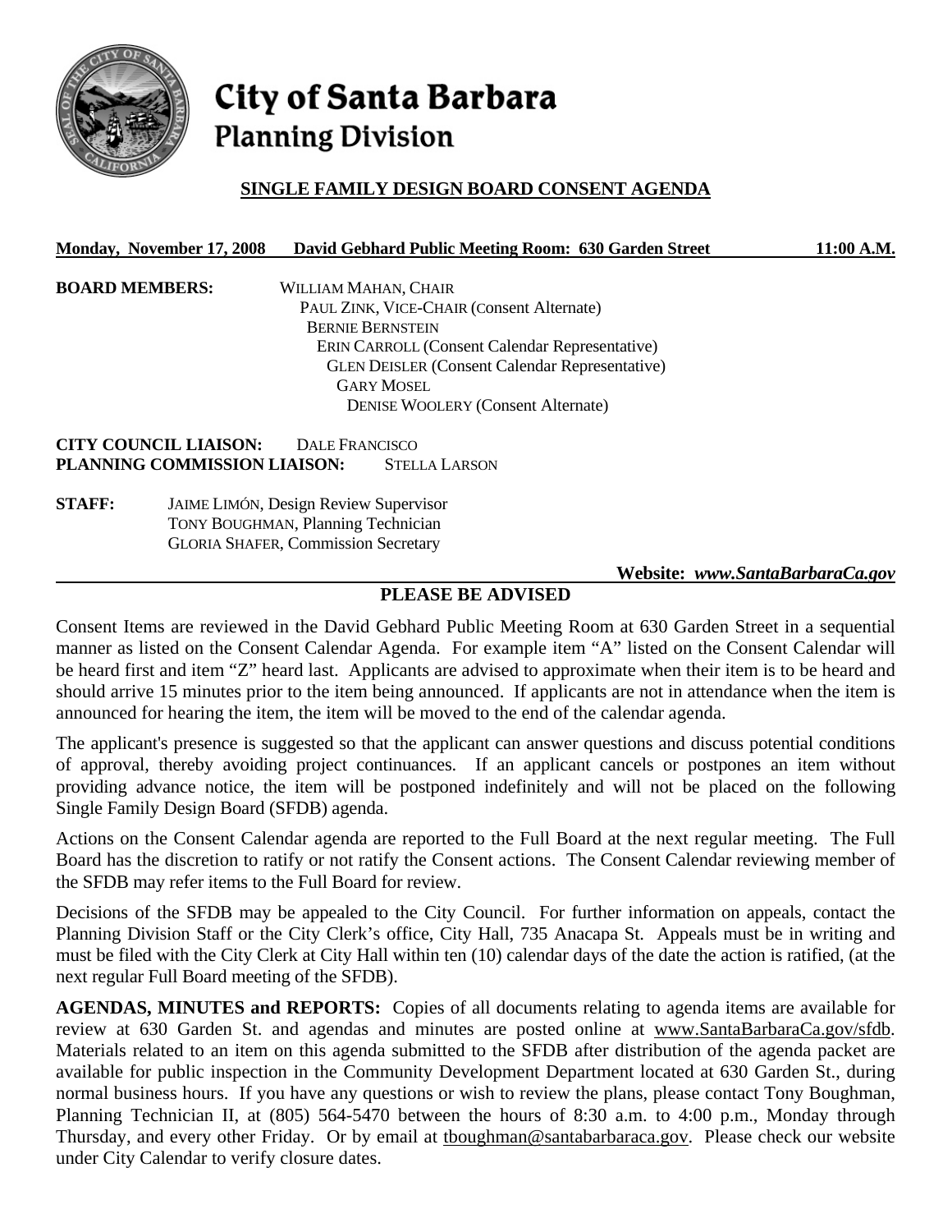# City of Santa Barbara
## Planning Division

**SINGLE FAMILY DESIGN BOARD CONSENT AGENDA**

**Monday, November 17, 2008 David Gebhard Public Meeting Room: 630 Garden Street 11:00 A.M.**

**BOARD MEMBERS:**
WILLIAM MAHAN, CHAIR
PAUL ZINK, VICE-CHAIR (Consent Alternate)
BERNIE BERNSTEIN
ERIN CARROLL (Consent Calendar Representative)
GLEN DEISLER (Consent Calendar Representative)
GARY MOSEL
DENISE WOOLERY (Consent Alternate)

**CITY COUNCIL LIAISON:** DALE FRANCISCO
**PLANNING COMMISSION LIAISON:** STELLA LARSON

**STAFF:**
JAIME LIMÓN, Design Review Supervisor
TONY BOUGHMAN, Planning Technician
GLORIA SHAFER, Commission Secretary

**Website:** ***www.SantaBarbaraCa.gov***

**PLEASE BE ADVISED**

Consent Items are reviewed in the David Gebhard Public Meeting Room at 630 Garden Street in a sequential manner as listed on the Consent Calendar Agenda. For example item "A" listed on the Consent Calendar will be heard first and item "Z" heard last. Applicants are advised to approximate when their item is to be heard and should arrive 15 minutes prior to the item being announced. If applicants are not in attendance when the item is announced for hearing the item, the item will be moved to the end of the calendar agenda.

The applicant's presence is suggested so that the applicant can answer questions and discuss potential conditions of approval, thereby avoiding project continuances. If an applicant cancels or postpones an item without providing advance notice, the item will be postponed indefinitely and will not be placed on the following Single Family Design Board (SFDB) agenda.

Actions on the Consent Calendar agenda are reported to the Full Board at the next regular meeting. The Full Board has the discretion to ratify or not ratify the Consent actions. The Consent Calendar reviewing member of the SFDB may refer items to the Full Board for review.

Decisions of the SFDB may be appealed to the City Council. For further information on appeals, contact the Planning Division Staff or the City Clerk's office, City Hall, 735 Anacapa St. Appeals must be in writing and must be filed with the City Clerk at City Hall within ten (10) calendar days of the date the action is ratified, (at the next regular Full Board meeting of the SFDB).

**AGENDAS, MINUTES and REPORTS:** Copies of all documents relating to agenda items are available for review at 630 Garden St. and agendas and minutes are posted online at www.SantaBarbaraCa.gov/sfdb. Materials related to an item on this agenda submitted to the SFDB after distribution of the agenda packet are available for public inspection in the Community Development Department located at 630 Garden St., during normal business hours. If you have any questions or wish to review the plans, please contact Tony Boughman, Planning Technician II, at (805) 564-5470 between the hours of 8:30 a.m. to 4:00 p.m., Monday through Thursday, and every other Friday. Or by email at tboughman@santabarbaraca.gov. Please check our website under City Calendar to verify closure dates.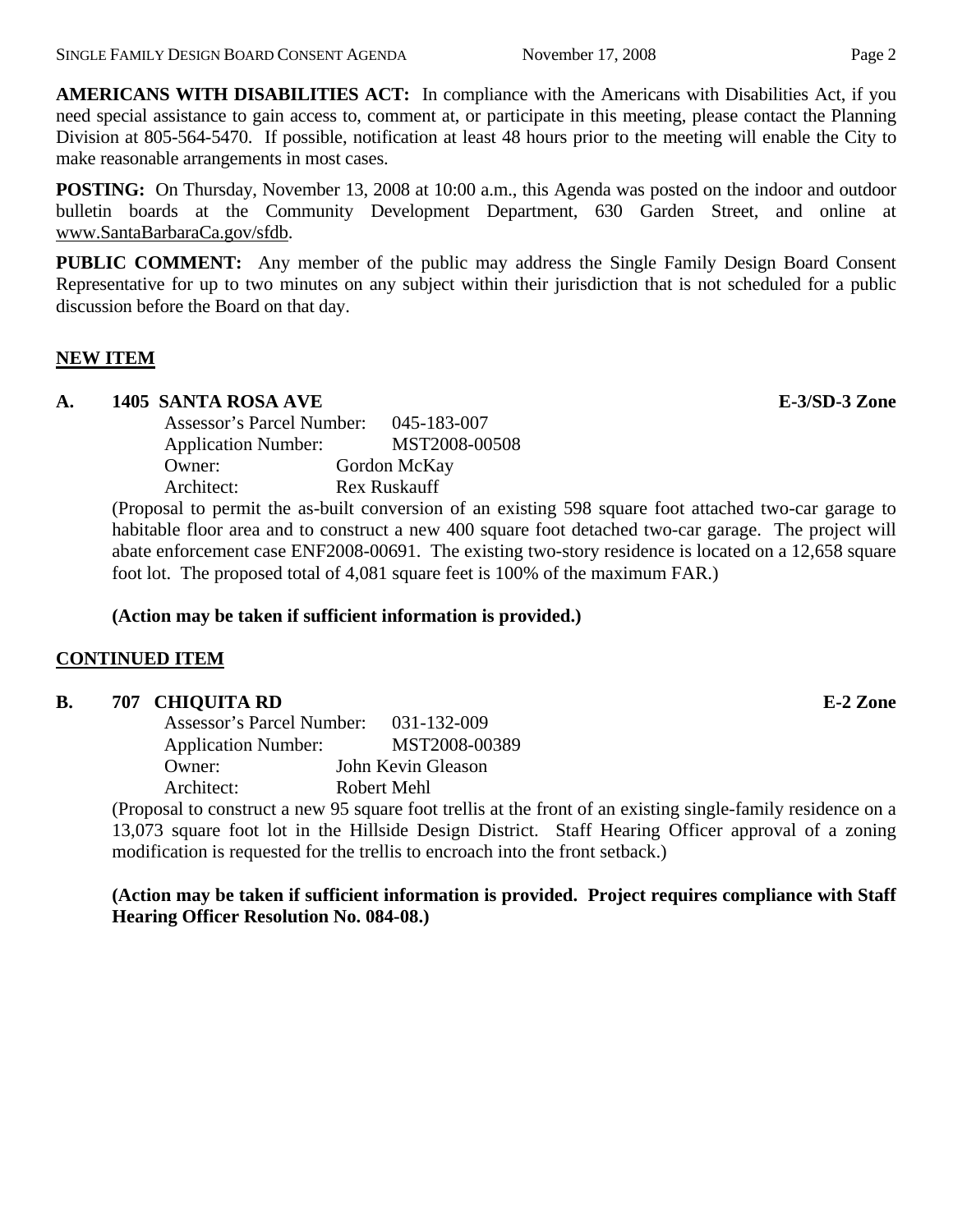**AMERICANS WITH DISABILITIES ACT:** In compliance with the Americans with Disabilities Act, if you need special assistance to gain access to, comment at, or participate in this meeting, please contact the Planning Division at 805-564-5470. If possible, notification at least 48 hours prior to the meeting will enable the City to make reasonable arrangements in most cases.

**POSTING:** On Thursday, November 13, 2008 at 10:00 a.m., this Agenda was posted on the indoor and outdoor bulletin boards at the Community Development Department, 630 Garden Street, and online at www.SantaBarbaraCa.gov/sfdb.

**PUBLIC COMMENT:** Any member of the public may address the Single Family Design Board Consent Representative for up to two minutes on any subject within their jurisdiction that is not scheduled for a public discussion before the Board on that day.

## NEW ITEM

**A. 1405 SANTA ROSA AVE** **E-3/SD-3 Zone**

Assessor's Parcel Number: 045-183-007
Application Number: MST2008-00508
Owner: Gordon McKay
Architect: Rex Ruskauff

(Proposal to permit the as-built conversion of an existing 598 square foot attached two-car garage to habitable floor area and to construct a new 400 square foot detached two-car garage. The project will abate enforcement case ENF2008-00691. The existing two-story residence is located on a 12,658 square foot lot. The proposed total of 4,081 square feet is 100% of the maximum FAR.)

**(Action may be taken if sufficient information is provided.)**

## CONTINUED ITEM

**B. 707 CHIQUITA RD** **E-2 Zone**

Assessor's Parcel Number: 031-132-009
Application Number: MST2008-00389
Owner: John Kevin Gleason
Architect: Robert Mehl

(Proposal to construct a new 95 square foot trellis at the front of an existing single-family residence on a 13,073 square foot lot in the Hillside Design District. Staff Hearing Officer approval of a zoning modification is requested for the trellis to encroach into the front setback.)

**(Action may be taken if sufficient information is provided. Project requires compliance with Staff Hearing Officer Resolution No. 084-08.)**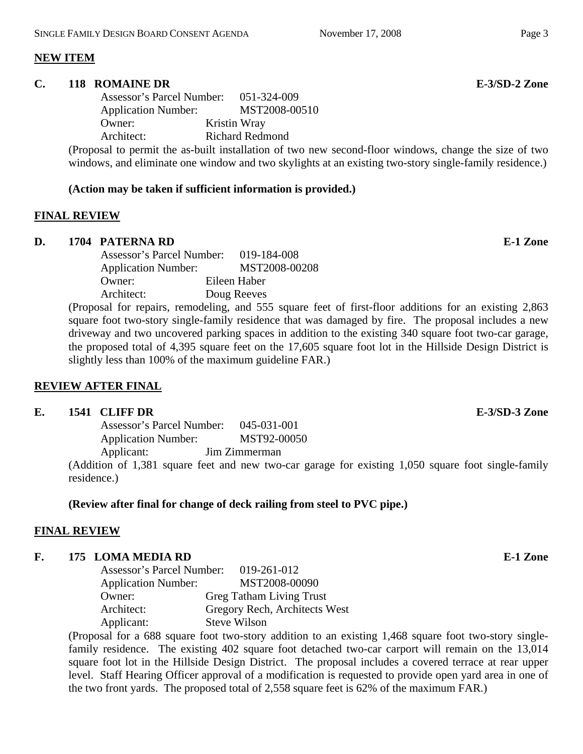## NEW ITEM

### C. 118 ROMAINE DR — E-3/SD-2 Zone

Assessor's Parcel Number: 051-324-009
Application Number: MST2008-00510
Owner: Kristin Wray
Architect: Richard Redmond

(Proposal to permit the as-built installation of two new second-floor windows, change the size of two windows, and eliminate one window and two skylights at an existing two-story single-family residence.)

**(Action may be taken if sufficient information is provided.)**

## FINAL REVIEW

### D. 1704 PATERNA RD — E-1 Zone

Assessor's Parcel Number: 019-184-008
Application Number: MST2008-00208
Owner: Eileen Haber
Architect: Doug Reeves

(Proposal for repairs, remodeling, and 555 square feet of first-floor additions for an existing 2,863 square foot two-story single-family residence that was damaged by fire. The proposal includes a new driveway and two uncovered parking spaces in addition to the existing 340 square foot two-car garage, the proposed total of 4,395 square feet on the 17,605 square foot lot in the Hillside Design District is slightly less than 100% of the maximum guideline FAR.)

## REVIEW AFTER FINAL

### E. 1541 CLIFF DR — E-3/SD-3 Zone

Assessor's Parcel Number: 045-031-001
Application Number: MST92-00050
Applicant: Jim Zimmerman

(Addition of 1,381 square feet and new two-car garage for existing 1,050 square foot single-family residence.)

**(Review after final for change of deck railing from steel to PVC pipe.)**

## FINAL REVIEW

### F. 175 LOMA MEDIA RD — E-1 Zone

Assessor's Parcel Number: 019-261-012
Application Number: MST2008-00090
Owner: Greg Tatham Living Trust
Architect: Gregory Rech, Architects West
Applicant: Steve Wilson

(Proposal for a 688 square foot two-story addition to an existing 1,468 square foot two-story single-family residence. The existing 402 square foot detached two-car carport will remain on the 13,014 square foot lot in the Hillside Design District. The proposal includes a covered terrace at rear upper level. Staff Hearing Officer approval of a modification is requested to provide open yard area in one of the two front yards. The proposed total of 2,558 square feet is 62% of the maximum FAR.)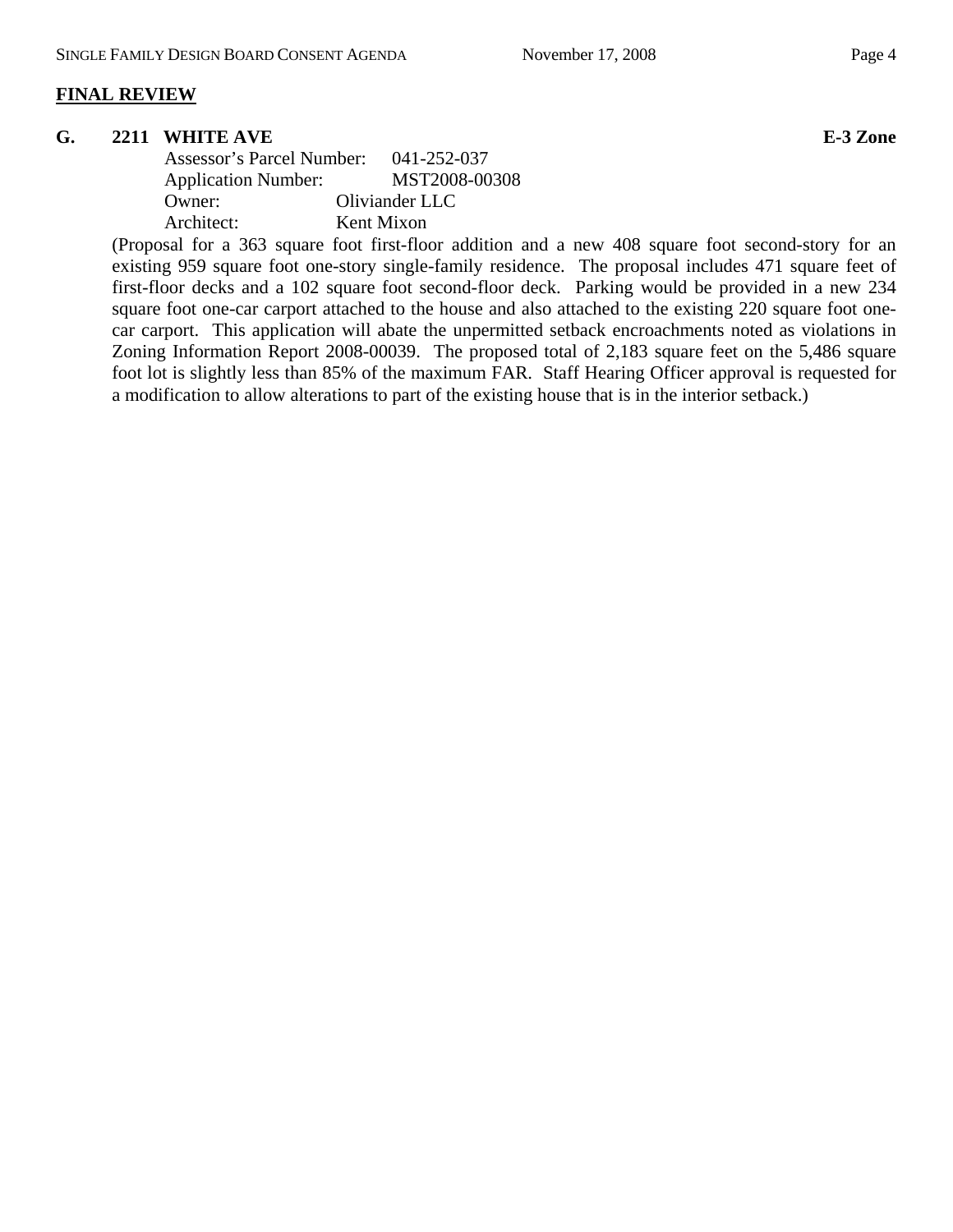## FINAL REVIEW

**G. 2211 WHITE AVE** **E-3 Zone**

Assessor's Parcel Number: 041-252-037
Application Number: MST2008-00308
Owner: Oliviander LLC
Architect: Kent Mixon

(Proposal for a 363 square foot first-floor addition and a new 408 square foot second-story for an existing 959 square foot one-story single-family residence. The proposal includes 471 square feet of first-floor decks and a 102 square foot second-floor deck. Parking would be provided in a new 234 square foot one-car carport attached to the house and also attached to the existing 220 square foot one-car carport. This application will abate the unpermitted setback encroachments noted as violations in Zoning Information Report 2008-00039. The proposed total of 2,183 square feet on the 5,486 square foot lot is slightly less than 85% of the maximum FAR. Staff Hearing Officer approval is requested for a modification to allow alterations to part of the existing house that is in the interior setback.)